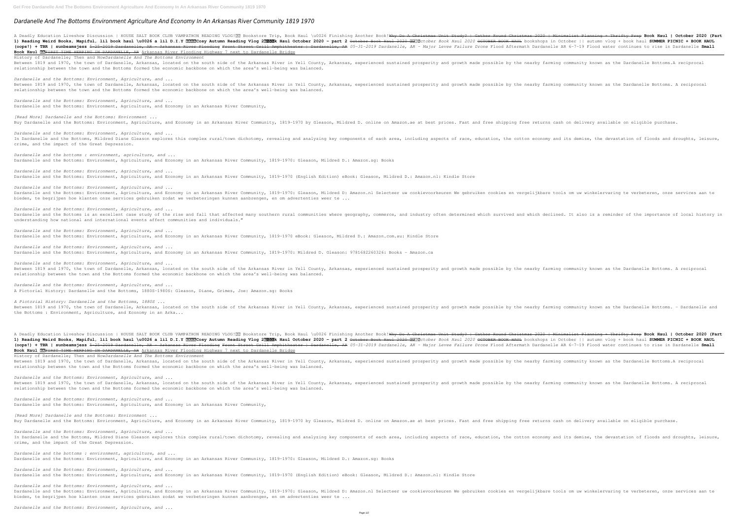# Dardanelle And The Bottoms Environment Agriculture And Economy In An Arkansas River Community 1819 1970

A Deadly Education Liveshow Discussion | HOUSE SALT BOOK CLUB VAMPATHON READING VLOG! Bookstore Trip, Book Haul \u0026 Finishing Another Book! ~~Why Do A Christmas Unit Study? | Gather Round Christmas 2020 | Minimalist Planning + Thrifty Prep~~ **Book Haul | October 2020 (Part 1) Reading Weird Books, Mapiful, lil book haul \u0026 a lil D.I.Y Cosy Autumn Reading Vlog 2 Book Haul October 2020 - part 2** ~~October Book Haul 2020~~ *October Book Haul 2020* ~~OCTOBER BOOK HAUL~~ bookshops in October || autumn vlog + book haul **SUMMER PICNIC + BOOK HAUL (oops!) + TBR | sunbeamsjess** ~~5-25-2019 Dardanelle, AR - Arkansas River Flooding Front Street Grill Amphitheater | Dardanelle, AR~~ *05-31-2019 Dardanelle, AR - Major Levee Failure Drone* Flood Aftermath Dardanelle AR 6-7-19 Flood water continues to rise in Dardanelle **Small Book Haul** ~~FIRST TIME HERPING IN DARDANELLE, AR~~ Arkansas River Flooding Highway 7 next to Dardanelle Bridge

History of Dardanelle; Then and Now*Dardanelle And The Bottoms Environment*

Between 1819 and 1970, the town of Dardanelle, Arkansas, located on the south side of the Arkansas River in Yell County, Arkansas, experienced sustained prosperity and growth made possible by the nearby farming community known as the Dardanelle Bottoms.A reciprocal relationship between the town and the Bottoms formed the economic backbone on which the area's well-being was balanced.

*Dardanelle and the Bottoms: Environment, Agriculture, and ...*

Between 1819 and 1970, the town of Dardanelle, Arkansas, located on the south side of the Arkansas River in Yell County, Arkansas, experienced sustained prosperity and growth made possible by the nearby farming community known as the Dardanelle Bottoms. A reciprocal relationship between the town and the Bottoms formed the economic backbone on which the area's well-being was balanced.

*Dardanelle and the Bottoms: Environment, Agriculture, and ...*

Dardanelle and the Bottoms: Environment, Agriculture, and Economy in an Arkansas River Community,

*[Read More] Dardanelle and the Bottoms: Environment ...*

Buy Dardanelle and the Bottoms: Environment, Agriculture, and Economy in an Arkansas River Community, 1819-1970 by Gleason, Mildred D. online on Amazon.ae at best prices. Fast and free shipping free returns cash on delivery available on eligible purchase.

*Dardanelle and the Bottoms: Environment, Agriculture, and ...*

In Dardanelle and the Bottoms, Mildred Diane Gleason explores this complex rural/town dichotomy, revealing and analyzing key components of each area, including aspects of race, education, the cotton economy and its demise, the devastation of floods and droughts, leisure, crime, and the impact of the Great Depression.

*Dardanelle and the bottoms : environment, agriculture, and ...*

Dardanelle and the Bottoms: Environment, Agriculture, and Economy in an Arkansas River Community, 1819-1970: Gleason, Mildred D.: Amazon.sg: Books

*Dardanelle and the Bottoms: Environment, Agriculture, and ...*

Dardanelle and the Bottoms: Environment, Agriculture, and Economy in an Arkansas River Community, 1819-1970 (English Edition) eBook: Gleason, Mildred D.: Amazon.nl: Kindle Store

*Dardanelle and the Bottoms: Environment, Agriculture, and ...*

Dardanelle and the Bottoms: Environment, Agriculture, and Economy in an Arkansas River Community, 1819-1970: Gleason, Mildred D: Amazon.nl Selecteer uw cookievoorkeuren We gebruiken cookies en vergelijkbare tools om uw winkelervaring te verbeteren, onze services aan te bieden, te begrijpen hoe klanten onze services gebruiken zodat we verbeteringen kunnen aanbrengen, en om advertenties weer te ...

*Dardanelle and the Bottoms: Environment, Agriculture, and ...*

Dardanelle and the Bottoms is an excellent case study of the rise and fall that affected many southern rural communities where geography, commerce, and industry often determined which survived and which declined. It also is a reminder of the importance of local history in understanding how national and international events affect communities and individuals."

*Dardanelle and the Bottoms: Environment, Agriculture, and ...*

Dardanelle and the Bottoms: Environment, Agriculture, and Economy in an Arkansas River Community, 1819-1970 eBook: Gleason, Mildred D.: Amazon.com.au: Kindle Store

*Dardanelle and the Bottoms: Environment, Agriculture, and ...*

Dardanelle and the Bottoms: Environment, Agriculture, and Economy in an Arkansas River Community, 1819-1970: Mildred D. Gleason: 9781682260326: Books - Amazon.ca

*Dardanelle and the Bottoms: Environment, Agriculture, and ...*

Between 1819 and 1970, the town of Dardanelle, Arkansas, located on the south side of the Arkansas River in Yell County, Arkansas, experienced sustained prosperity and growth made possible by the nearby farming community known as the Dardanelle Bottoms. A reciprocal relationship between the town and the Bottoms formed the economic backbone on which the area's well-being was balanced.

*Dardanelle and the Bottoms: Environment, Agriculture, and ...*

A Pictorial History: Dardanelle and the Bottoms, 1880S-1980S: Gleason, Diane, Grimes, Joe: Amazon.sg: Books

*A Pictorial History: Dardanelle and the Bottoms, 1880S ...*

Between 1819 and 1970, the town of Dardanelle, Arkansas, located on the south side of the Arkansas River in Yell County, Arkansas, experienced sustained prosperity and growth made possible by the nearby farming community known as the Dardanelle Bottoms. - Dardanelle and the Bottoms : Environment, Agriculture, and Economy in an Arka...

A Deadly Education Liveshow Discussion | HOUSE SALT BOOK CLUB VAMPATHON READING VLOG! Bookstore Trip, Book Haul \u0026 Finishing Another Book! ~~Why Do A Christmas Unit Study? | Gather Round Christmas 2020 | Minimalist Planning + Thrifty Prep~~ **Book Haul | October 2020 (Part 1) Reading Weird Books, Mapiful, lil book haul \u0026 a lil D.I.Y Cosy Autumn Reading Vlog 2 Book Haul October 2020 - part 2** ~~October Book Haul 2020~~ *October Book Haul 2020* ~~OCTOBER BOOK HAUL~~ bookshops in October || autumn vlog + book haul **SUMMER PICNIC + BOOK HAUL (oops!) + TBR | sunbeamsjess** ~~5-25-2019 Dardanelle, AR - Arkansas River Flooding Front Street Grill Amphitheater | Dardanelle, AR~~ *05-31-2019 Dardanelle, AR - Major Levee Failure Drone* Flood Aftermath Dardanelle AR 6-7-19 Flood water continues to rise in Dardanelle **Small Book Haul** ~~FIRST TIME HERPING IN DARDANELLE, AR~~ Arkansas River Flooding Highway 7 next to Dardanelle Bridge

History of Dardanelle; Then and Now*Dardanelle And The Bottoms Environment*

Between 1819 and 1970, the town of Dardanelle, Arkansas, located on the south side of the Arkansas River in Yell County, Arkansas, experienced sustained prosperity and growth made possible by the nearby farming community known as the Dardanelle Bottoms.A reciprocal relationship between the town and the Bottoms formed the economic backbone on which the area's well-being was balanced.

*Dardanelle and the Bottoms: Environment, Agriculture, and ...*

Between 1819 and 1970, the town of Dardanelle, Arkansas, located on the south side of the Arkansas River in Yell County, Arkansas, experienced sustained prosperity and growth made possible by the nearby farming community known as the Dardanelle Bottoms. A reciprocal relationship between the town and the Bottoms formed the economic backbone on which the area's well-being was balanced.

*Dardanelle and the Bottoms: Environment, Agriculture, and ...*

Dardanelle and the Bottoms: Environment, Agriculture, and Economy in an Arkansas River Community,

*[Read More] Dardanelle and the Bottoms: Environment ...*

Buy Dardanelle and the Bottoms: Environment, Agriculture, and Economy in an Arkansas River Community, 1819-1970 by Gleason, Mildred D. online on Amazon.ae at best prices. Fast and free shipping free returns cash on delivery available on eligible purchase.

*Dardanelle and the Bottoms: Environment, Agriculture, and ...*

In Dardanelle and the Bottoms, Mildred Diane Gleason explores this complex rural/town dichotomy, revealing and analyzing key components of each area, including aspects of race, education, the cotton economy and its demise, the devastation of floods and droughts, leisure, crime, and the impact of the Great Depression.

*Dardanelle and the bottoms : environment, agriculture, and ...*

Dardanelle and the Bottoms: Environment, Agriculture, and Economy in an Arkansas River Community, 1819-1970: Gleason, Mildred D.: Amazon.sg: Books

*Dardanelle and the Bottoms: Environment, Agriculture, and ...*

Dardanelle and the Bottoms: Environment, Agriculture, and Economy in an Arkansas River Community, 1819-1970 (English Edition) eBook: Gleason, Mildred D.: Amazon.nl: Kindle Store

*Dardanelle and the Bottoms: Environment, Agriculture, and ...*

Dardanelle and the Bottoms: Environment, Agriculture, and Economy in an Arkansas River Community, 1819-1970: Gleason, Mildred D: Amazon.nl Selecteer uw cookievoorkeuren We gebruiken cookies en vergelijkbare tools om uw winkelervaring te verbeteren, onze services aan te bieden, te begrijpen hoe klanten onze services gebruiken zodat we verbeteringen kunnen aanbrengen, en om advertenties weer te ...

*Dardanelle and the Bottoms: Environment, Agriculture, and ...*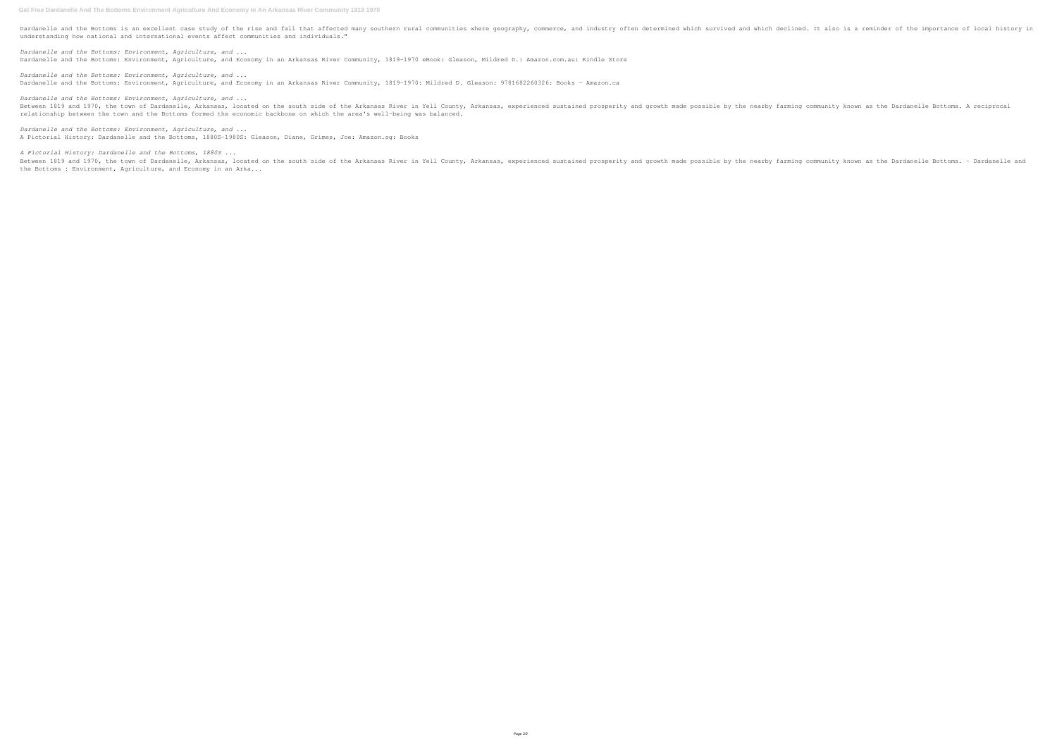Dardanelle and the Bottoms is an excellent case study of the rise and fall that affected many southern rural communities where geography, commerce, and industry often determined which survived and which declined. It also is a reminder of the importance of local history in understanding how national and international events affect communities and individuals."

*Dardanelle and the Bottoms: Environment, Agriculture, and ...*
Dardanelle and the Bottoms: Environment, Agriculture, and Economy in an Arkansas River Community, 1819–1970 eBook: Gleason, Mildred D.: Amazon.com.au: Kindle Store

*Dardanelle and the Bottoms: Environment, Agriculture, and ...*
Dardanelle and the Bottoms: Environment, Agriculture, and Economy in an Arkansas River Community, 1819–1970: Mildred D. Gleason: 9781682260326: Books - Amazon.ca

*Dardanelle and the Bottoms: Environment, Agriculture, and ...*
Between 1819 and 1970, the town of Dardanelle, Arkansas, located on the south side of the Arkansas River in Yell County, Arkansas, experienced sustained prosperity and growth made possible by the nearby farming community known as the Dardanelle Bottoms. A reciprocal relationship between the town and the Bottoms formed the economic backbone on which the area's well-being was balanced.

*Dardanelle and the Bottoms: Environment, Agriculture, and ...*
A Pictorial History: Dardanelle and the Bottoms, 1880S-1980S: Gleason, Diane, Grimes, Joe: Amazon.sg: Books

*A Pictorial History: Dardanelle and the Bottoms, 1880S ...*
Between 1819 and 1970, the town of Dardanelle, Arkansas, located on the south side of the Arkansas River in Yell County, Arkansas, experienced sustained prosperity and growth made possible by the nearby farming community known as the Dardanelle Bottoms. - Dardanelle and the Bottoms : Environment, Agriculture, and Economy in an Arka...